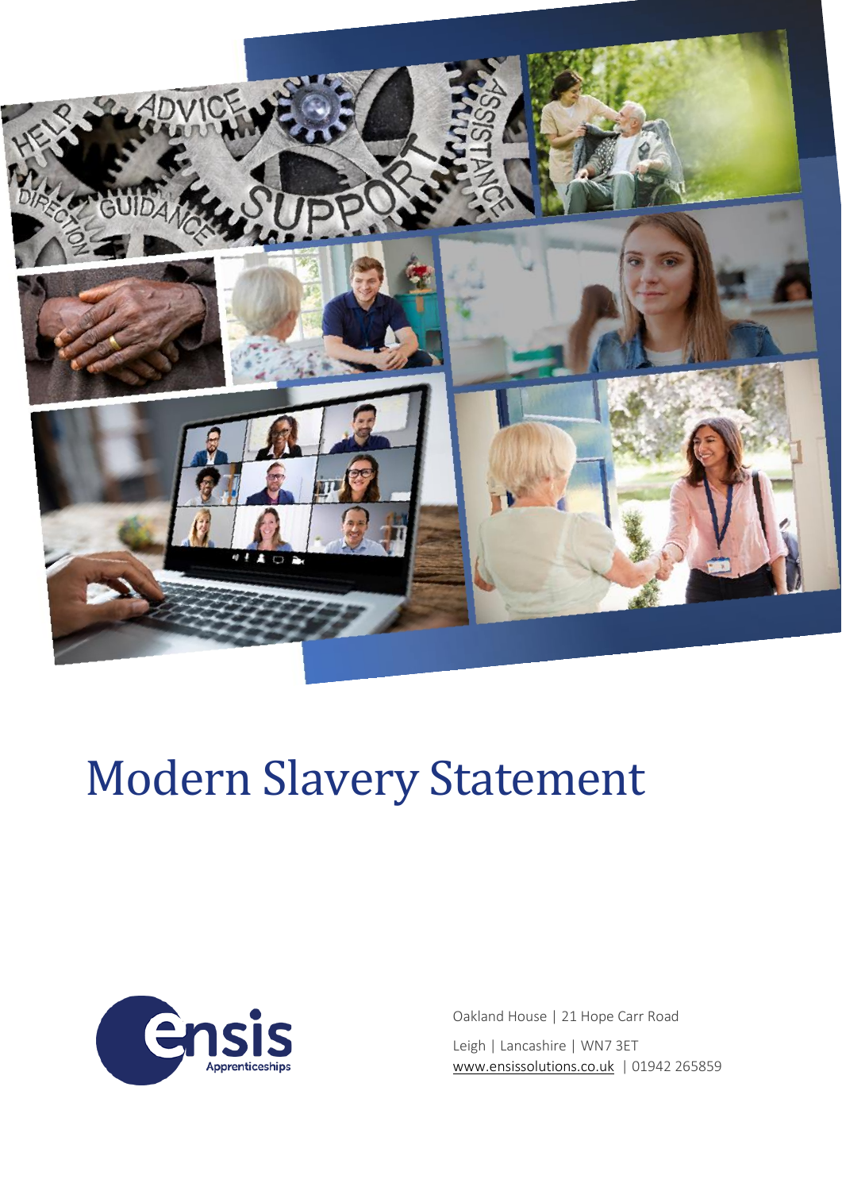# Modern Slavery Statement

Oakland House | 21 Hope Carr Road

Leigh | Lancashire | WN7 3ET

www.ensissolutions.co.uk | 01942 265859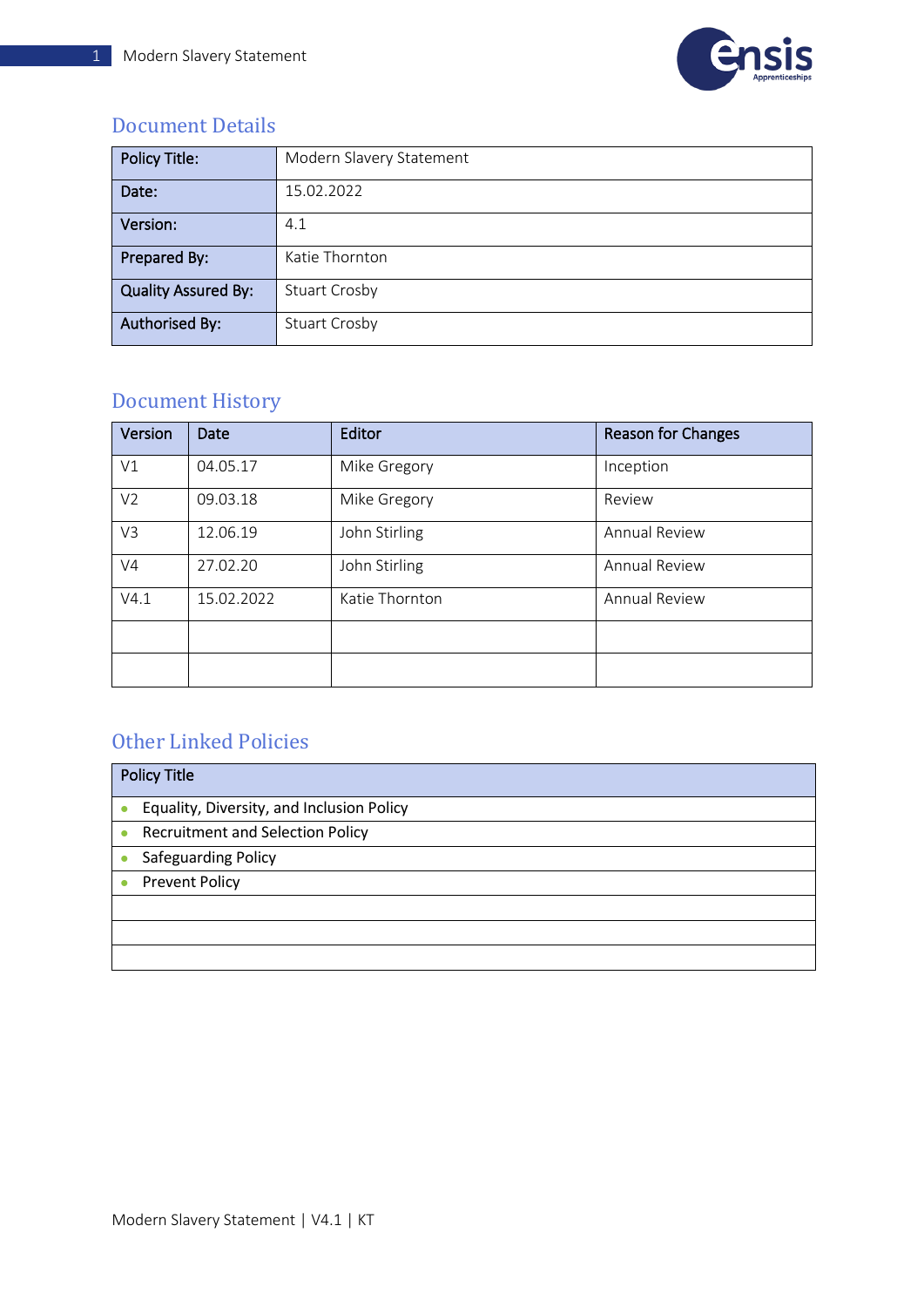## Document Details

| Policy Title: | Modern Slavery Statement |
|---|---|
| Date: | 15.02.2022 |
| Version: | 4.1 |
| Prepared By: | Katie Thornton |
| Quality Assured By: | Stuart Crosby |
| Authorised By: | Stuart Crosby |

## Document History

| Version | Date | Editor | Reason for Changes |
|---|---|---|---|
| V1 | 04.05.17 | Mike Gregory | Inception |
| V2 | 09.03.18 | Mike Gregory | Review |
| V3 | 12.06.19 | John Stirling | Annual Review |
| V4 | 27.02.20 | John Stirling | Annual Review |
| V4.1 | 15.02.2022 | Katie Thornton | Annual Review |
| | | | |
| | | | |

## Other Linked Policies

| Policy Title |
|---|
| • Equality, Diversity, and Inclusion Policy |
| • Recruitment and Selection Policy |
| • Safeguarding Policy |
| • Prevent Policy |
| |
| |
| |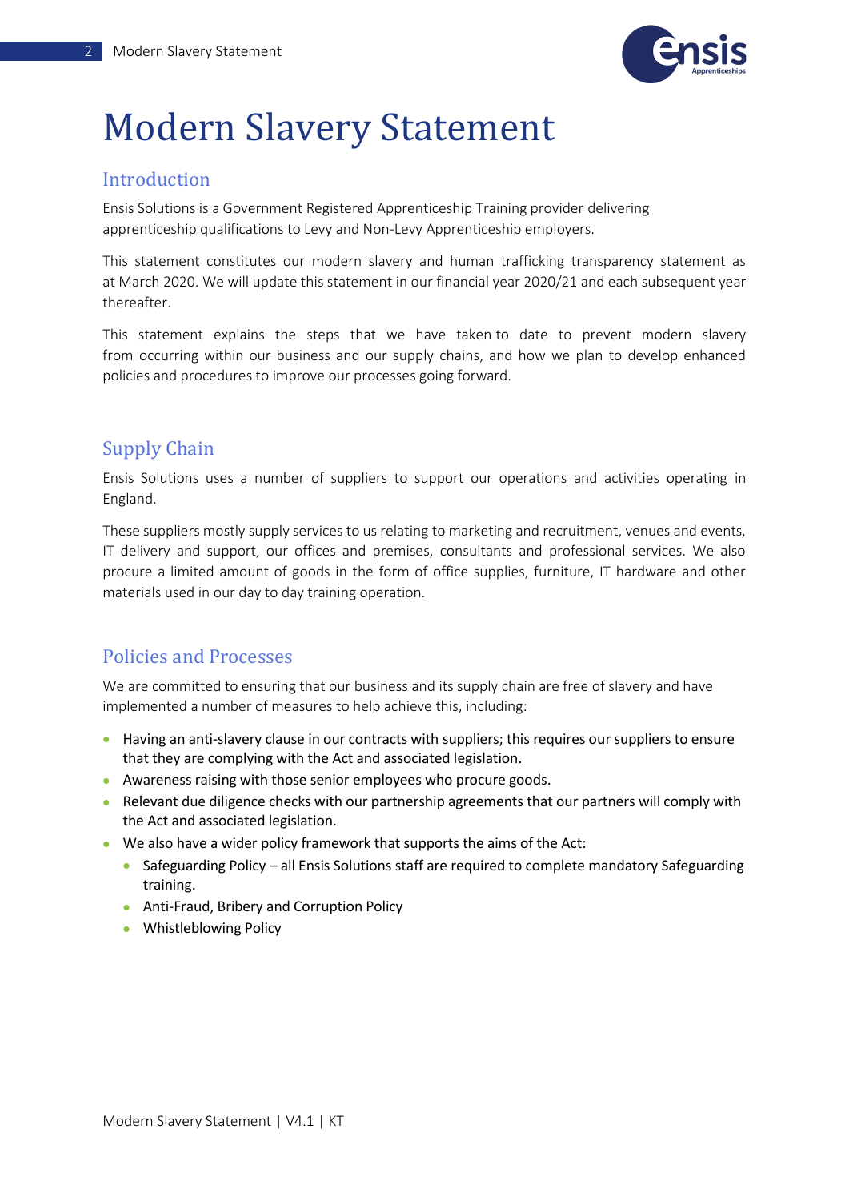# Modern Slavery Statement

## Introduction

Ensis Solutions is a Government Registered Apprenticeship Training provider delivering apprenticeship qualifications to Levy and Non-Levy Apprenticeship employers.

This statement constitutes our modern slavery and human trafficking transparency statement as at March 2020. We will update this statement in our financial year 2020/21 and each subsequent year thereafter.

This statement explains the steps that we have taken to date to prevent modern slavery from occurring within our business and our supply chains, and how we plan to develop enhanced policies and procedures to improve our processes going forward.

## Supply Chain

Ensis Solutions uses a number of suppliers to support our operations and activities operating in England.

These suppliers mostly supply services to us relating to marketing and recruitment, venues and events, IT delivery and support, our offices and premises, consultants and professional services. We also procure a limited amount of goods in the form of office supplies, furniture, IT hardware and other materials used in our day to day training operation.

## Policies and Processes

We are committed to ensuring that our business and its supply chain are free of slavery and have implemented a number of measures to help achieve this, including:

- Having an anti-slavery clause in our contracts with suppliers; this requires our suppliers to ensure that they are complying with the Act and associated legislation.
- Awareness raising with those senior employees who procure goods.
- Relevant due diligence checks with our partnership agreements that our partners will comply with the Act and associated legislation.
- We also have a wider policy framework that supports the aims of the Act:
  - Safeguarding Policy – all Ensis Solutions staff are required to complete mandatory Safeguarding training.
  - Anti-Fraud, Bribery and Corruption Policy
  - Whistleblowing Policy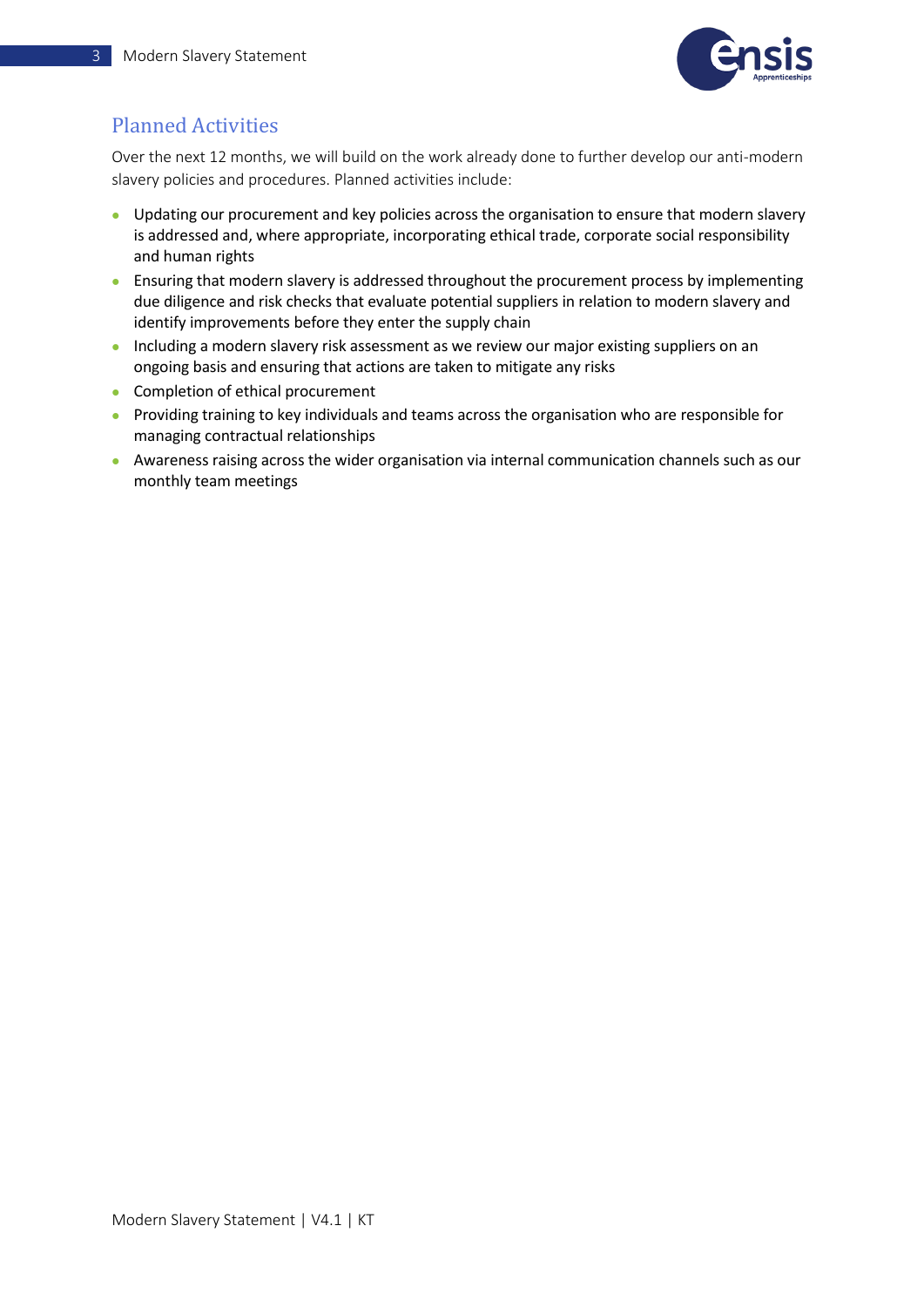## Planned Activities

Over the next 12 months, we will build on the work already done to further develop our anti-modern slavery policies and procedures. Planned activities include:

- Updating our procurement and key policies across the organisation to ensure that modern slavery is addressed and, where appropriate, incorporating ethical trade, corporate social responsibility and human rights
- Ensuring that modern slavery is addressed throughout the procurement process by implementing due diligence and risk checks that evaluate potential suppliers in relation to modern slavery and identify improvements before they enter the supply chain
- Including a modern slavery risk assessment as we review our major existing suppliers on an ongoing basis and ensuring that actions are taken to mitigate any risks
- Completion of ethical procurement
- Providing training to key individuals and teams across the organisation who are responsible for managing contractual relationships
- Awareness raising across the wider organisation via internal communication channels such as our monthly team meetings